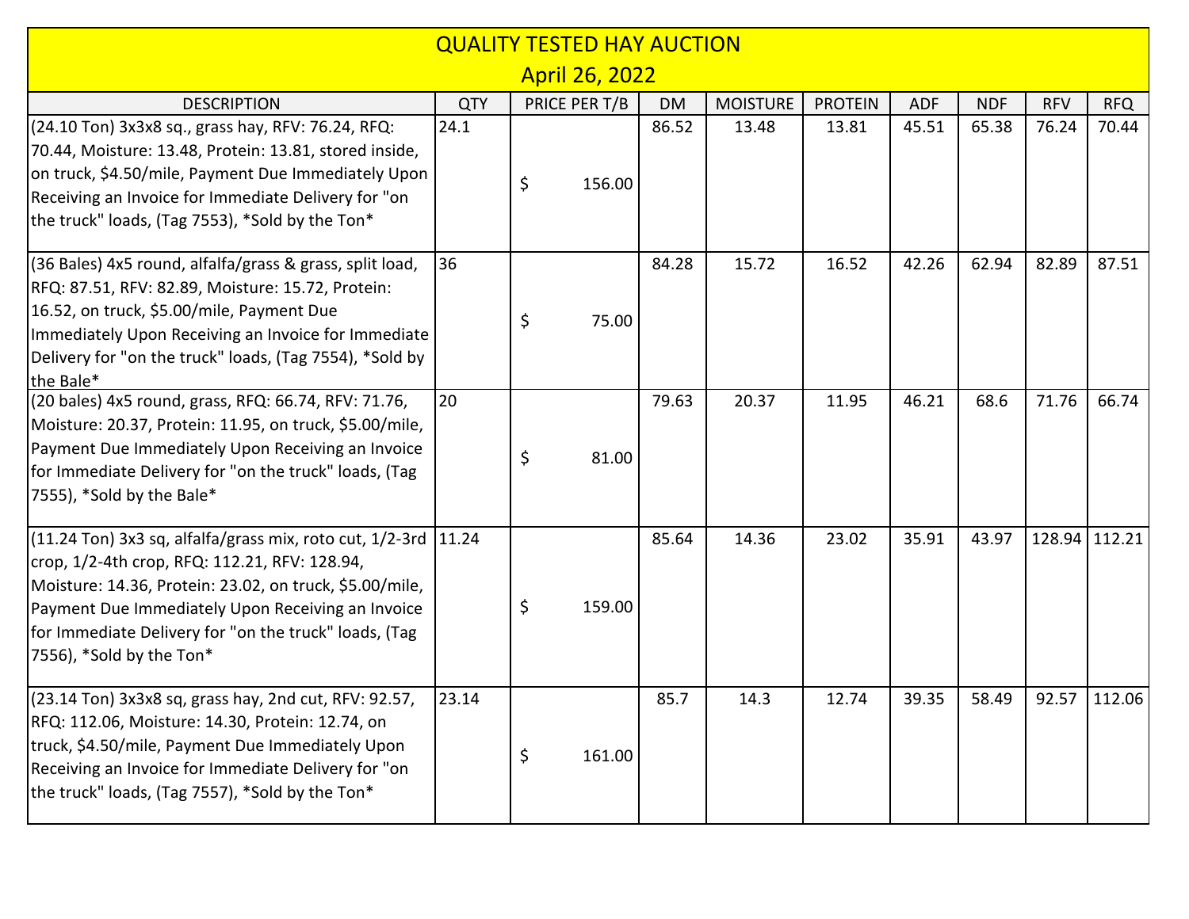# QUALITY TESTED HAY AUCTION

## April 26, 2022

| DESCRIPTION | QTY | PRICE PER T/B | DM | MOISTURE | PROTEIN | ADF | NDF | RFV | RFQ |
|---|---|---|---|---|---|---|---|---|---|
| (24.10 Ton) 3x3x8 sq., grass hay, RFV: 76.24, RFQ: 70.44, Moisture: 13.48, Protein: 13.81, stored inside, on truck, $4.50/mile, Payment Due Immediately Upon Receiving an Invoice for Immediate Delivery for "on the truck" loads, (Tag 7553), *Sold by the Ton* | 24.1 | $ 156.00 | 86.52 | 13.48 | 13.81 | 45.51 | 65.38 | 76.24 | 70.44 |
| (36 Bales) 4x5 round, alfalfa/grass & grass, split load, RFQ: 87.51, RFV: 82.89, Moisture: 15.72, Protein: 16.52, on truck, $5.00/mile, Payment Due Immediately Upon Receiving an Invoice for Immediate Delivery for "on the truck" loads, (Tag 7554), *Sold by the Bale* | 36 | $ 75.00 | 84.28 | 15.72 | 16.52 | 42.26 | 62.94 | 82.89 | 87.51 |
| (20 bales) 4x5 round, grass, RFQ: 66.74, RFV: 71.76, Moisture: 20.37, Protein: 11.95, on truck, $5.00/mile, Payment Due Immediately Upon Receiving an Invoice for Immediate Delivery for "on the truck" loads, (Tag 7555), *Sold by the Bale* | 20 | $ 81.00 | 79.63 | 20.37 | 11.95 | 46.21 | 68.6 | 71.76 | 66.74 |
| (11.24 Ton) 3x3 sq, alfalfa/grass mix, roto cut, 1/2-3rd crop, 1/2-4th crop, RFQ: 112.21, RFV: 128.94, Moisture: 14.36, Protein: 23.02, on truck, $5.00/mile, Payment Due Immediately Upon Receiving an Invoice for Immediate Delivery for "on the truck" loads, (Tag 7556), *Sold by the Ton* | 11.24 | $ 159.00 | 85.64 | 14.36 | 23.02 | 35.91 | 43.97 | 128.94 | 112.21 |
| (23.14 Ton) 3x3x8 sq, grass hay, 2nd cut, RFV: 92.57, RFQ: 112.06, Moisture: 14.30, Protein: 12.74, on truck, $4.50/mile, Payment Due Immediately Upon Receiving an Invoice for Immediate Delivery for "on the truck" loads, (Tag 7557), *Sold by the Ton* | 23.14 | $ 161.00 | 85.7 | 14.3 | 12.74 | 39.35 | 58.49 | 92.57 | 112.06 |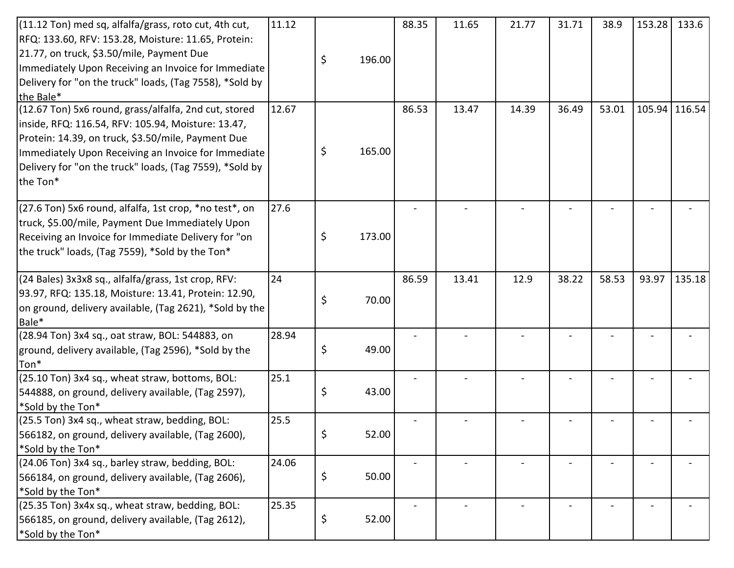| | | | | | | | | | |
|---|---|---|---|---|---|---|---|---|---|
| (11.12 Ton) med sq, alfalfa/grass, roto cut, 4th cut, RFQ: 133.60, RFV: 153.28, Moisture: 11.65, Protein: 21.77, on truck, $3.50/mile, Payment Due Immediately Upon Receiving an Invoice for Immediate Delivery for "on the truck" loads, (Tag 7558), *Sold by the Bale* | 11.12 | $ 196.00 | 88.35 | 11.65 | 21.77 | 31.71 | 38.9 | 153.28 | 133.6 |
| (12.67 Ton) 5x6 round, grass/alfalfa, 2nd cut, stored inside, RFQ: 116.54, RFV: 105.94, Moisture: 13.47, Protein: 14.39, on truck, $3.50/mile, Payment Due Immediately Upon Receiving an Invoice for Immediate Delivery for "on the truck" loads, (Tag 7559), *Sold by the Ton* | 12.67 | $ 165.00 | 86.53 | 13.47 | 14.39 | 36.49 | 53.01 | 105.94 | 116.54 |
| (27.6 Ton) 5x6 round, alfalfa, 1st crop, *no test*, on truck, $5.00/mile, Payment Due Immediately Upon Receiving an Invoice for Immediate Delivery for "on the truck" loads, (Tag 7559), *Sold by the Ton* | 27.6 | $ 173.00 | - | - | - | - | - | - | - |
| (24 Bales) 3x3x8 sq., alfalfa/grass, 1st crop, RFV: 93.97, RFQ: 135.18, Moisture: 13.41, Protein: 12.90, on ground, delivery available, (Tag 2621), *Sold by the Bale* | 24 | $ 70.00 | 86.59 | 13.41 | 12.9 | 38.22 | 58.53 | 93.97 | 135.18 |
| (28.94 Ton) 3x4 sq., oat straw, BOL: 544883, on ground, delivery available, (Tag 2596), *Sold by the Ton* | 28.94 | $ 49.00 | - | - | - | - | - | - | - |
| (25.10 Ton) 3x4 sq., wheat straw, bottoms, BOL: 544888, on ground, delivery available, (Tag 2597), *Sold by the Ton* | 25.1 | $ 43.00 | - | - | - | - | - | - | - |
| (25.5 Ton) 3x4 sq., wheat straw, bedding, BOL: 566182, on ground, delivery available, (Tag 2600), *Sold by the Ton* | 25.5 | $ 52.00 | - | - | - | - | - | - | - |
| (24.06 Ton) 3x4 sq., barley straw, bedding, BOL: 566184, on ground, delivery available, (Tag 2606), *Sold by the Ton* | 24.06 | $ 50.00 | - | - | - | - | - | - | - |
| (25.35 Ton) 3x4x sq., wheat straw, bedding, BOL: 566185, on ground, delivery available, (Tag 2612), *Sold by the Ton* | 25.35 | $ 52.00 | - | - | - | - | - | - | - |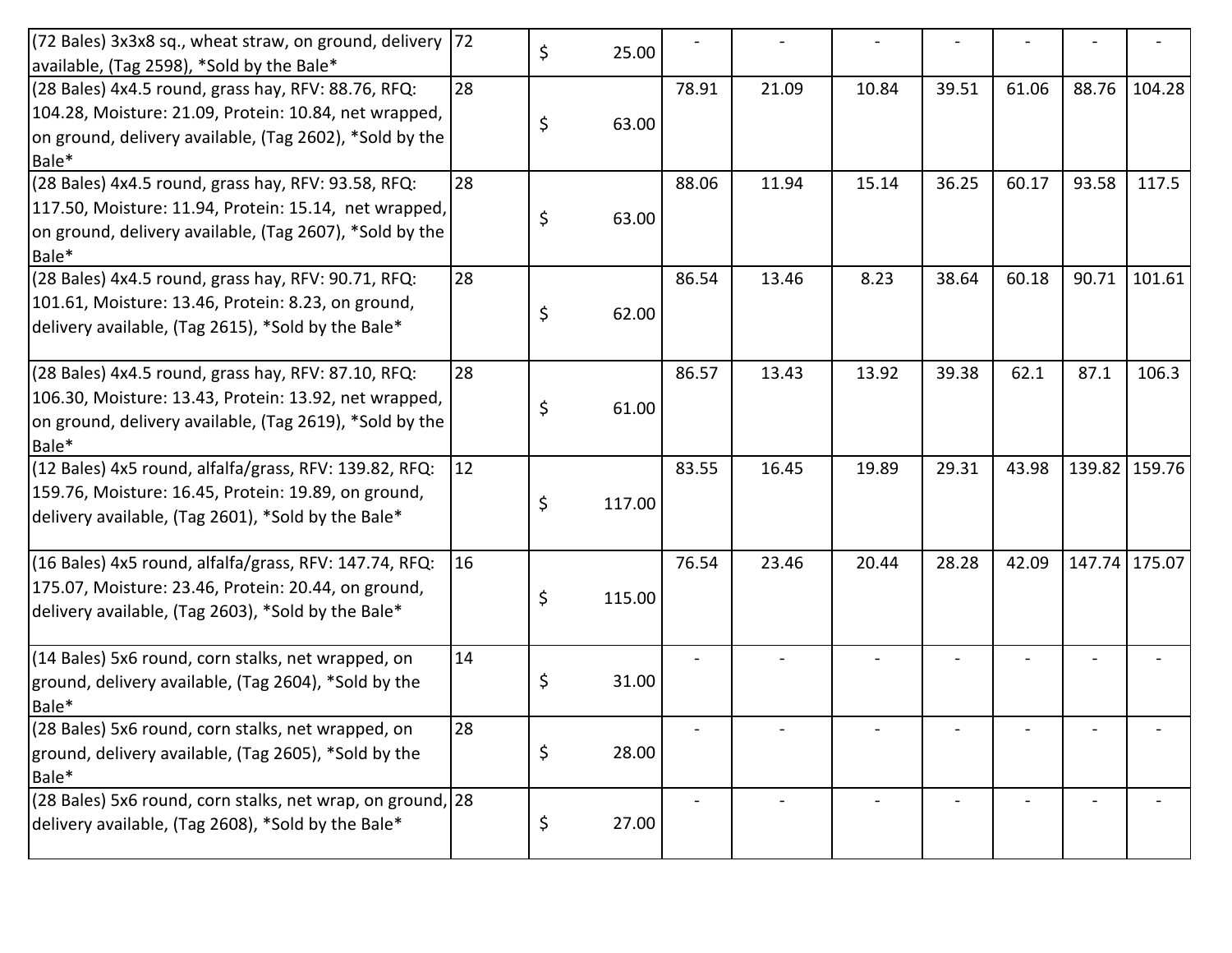| | | | | | | | | | |
|---|---|---|---|---|---|---|---|---|---|
| (72 Bales) 3x3x8 sq., wheat straw, on ground, delivery available, (Tag 2598), *Sold by the Bale* | 72 | $ 25.00 | - | - | - | - | - | - | - |
| (28 Bales) 4x4.5 round, grass hay, RFV: 88.76, RFQ: 104.28, Moisture: 21.09, Protein: 10.84, net wrapped, on ground, delivery available, (Tag 2602), *Sold by the Bale* | 28 | $ 63.00 | 78.91 | 21.09 | 10.84 | 39.51 | 61.06 | 88.76 | 104.28 |
| (28 Bales) 4x4.5 round, grass hay, RFV: 93.58, RFQ: 117.50, Moisture: 11.94, Protein: 15.14, net wrapped, on ground, delivery available, (Tag 2607), *Sold by the Bale* | 28 | $ 63.00 | 88.06 | 11.94 | 15.14 | 36.25 | 60.17 | 93.58 | 117.5 |
| (28 Bales) 4x4.5 round, grass hay, RFV: 90.71, RFQ: 101.61, Moisture: 13.46, Protein: 8.23, on ground, delivery available, (Tag 2615), *Sold by the Bale* | 28 | $ 62.00 | 86.54 | 13.46 | 8.23 | 38.64 | 60.18 | 90.71 | 101.61 |
| (28 Bales) 4x4.5 round, grass hay, RFV: 87.10, RFQ: 106.30, Moisture: 13.43, Protein: 13.92, net wrapped, on ground, delivery available, (Tag 2619), *Sold by the Bale* | 28 | $ 61.00 | 86.57 | 13.43 | 13.92 | 39.38 | 62.1 | 87.1 | 106.3 |
| (12 Bales) 4x5 round, alfalfa/grass, RFV: 139.82, RFQ: 159.76, Moisture: 16.45, Protein: 19.89, on ground, delivery available, (Tag 2601), *Sold by the Bale* | 12 | $ 117.00 | 83.55 | 16.45 | 19.89 | 29.31 | 43.98 | 139.82 | 159.76 |
| (16 Bales) 4x5 round, alfalfa/grass, RFV: 147.74, RFQ: 175.07, Moisture: 23.46, Protein: 20.44, on ground, delivery available, (Tag 2603), *Sold by the Bale* | 16 | $ 115.00 | 76.54 | 23.46 | 20.44 | 28.28 | 42.09 | 147.74 | 175.07 |
| (14 Bales) 5x6 round, corn stalks, net wrapped, on ground, delivery available, (Tag 2604), *Sold by the Bale* | 14 | $ 31.00 | - | - | - | - | - | - | - |
| (28 Bales) 5x6 round, corn stalks, net wrapped, on ground, delivery available, (Tag 2605), *Sold by the Bale* | 28 | $ 28.00 | - | - | - | - | - | - | - |
| (28 Bales) 5x6 round, corn stalks, net wrap, on ground, delivery available, (Tag 2608), *Sold by the Bale* | 28 | $ 27.00 | - | - | - | - | - | - | - |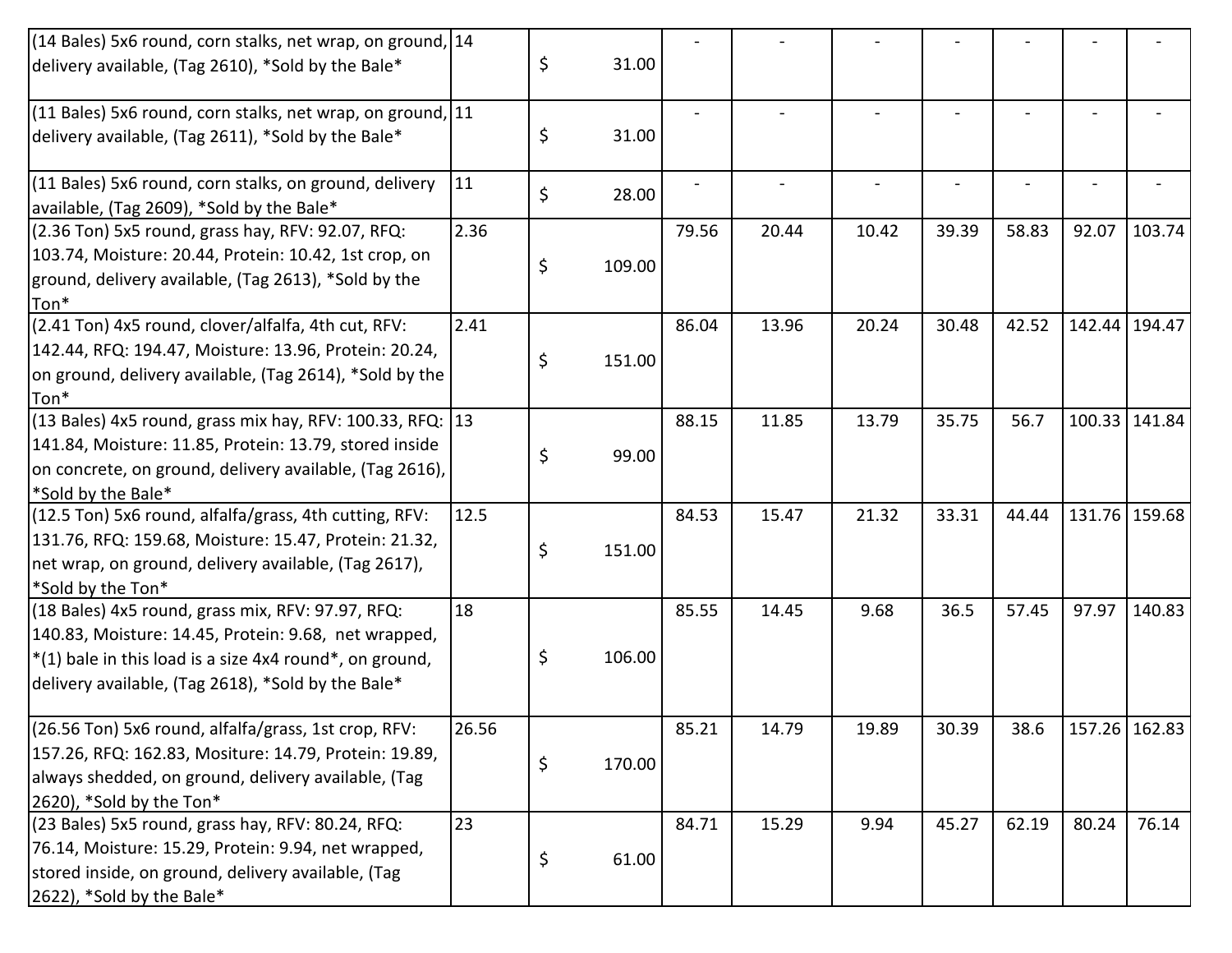| | | | | | | | | | | |
|---|---|---|---|---|---|---|---|---|---|---|
| (14 Bales) 5x6 round, corn stalks, net wrap, on ground, delivery available, (Tag 2610), *Sold by the Bale* | 14 | $ 31.00 | - | - | - | - | - | - | - |
| (11 Bales) 5x6 round, corn stalks, net wrap, on ground, delivery available, (Tag 2611), *Sold by the Bale* | 11 | $ 31.00 | - | - | - | - | - | - | - |
| (11 Bales) 5x6 round, corn stalks, on ground, delivery available, (Tag 2609), *Sold by the Bale* | 11 | $ 28.00 | - | - | - | - | - | - | - |
| (2.36 Ton) 5x5 round, grass hay, RFV: 92.07, RFQ: 103.74, Moisture: 20.44, Protein: 10.42, 1st crop, on ground, delivery available, (Tag 2613), *Sold by the Ton* | 2.36 | $ 109.00 | 79.56 | 20.44 | 10.42 | 39.39 | 58.83 | 92.07 | 103.74 |
| (2.41 Ton) 4x5 round, clover/alfalfa, 4th cut, RFV: 142.44, RFQ: 194.47, Moisture: 13.96, Protein: 20.24, on ground, delivery available, (Tag 2614), *Sold by the Ton* | 2.41 | $ 151.00 | 86.04 | 13.96 | 20.24 | 30.48 | 42.52 | 142.44 | 194.47 |
| (13 Bales) 4x5 round, grass mix hay, RFV: 100.33, RFQ: 141.84, Moisture: 11.85, Protein: 13.79, stored inside on concrete, on ground, delivery available, (Tag 2616), *Sold by the Bale* | 13 | $ 99.00 | 88.15 | 11.85 | 13.79 | 35.75 | 56.7 | 100.33 | 141.84 |
| (12.5 Ton) 5x6 round, alfalfa/grass, 4th cutting, RFV: 131.76, RFQ: 159.68, Moisture: 15.47, Protein: 21.32, net wrap, on ground, delivery available, (Tag 2617), *Sold by the Ton* | 12.5 | $ 151.00 | 84.53 | 15.47 | 21.32 | 33.31 | 44.44 | 131.76 | 159.68 |
| (18 Bales) 4x5 round, grass mix, RFV: 97.97, RFQ: 140.83, Moisture: 14.45, Protein: 9.68, net wrapped, *(1) bale in this load is a size 4x4 round*, on ground, delivery available, (Tag 2618), *Sold by the Bale* | 18 | $ 106.00 | 85.55 | 14.45 | 9.68 | 36.5 | 57.45 | 97.97 | 140.83 |
| (26.56 Ton) 5x6 round, alfalfa/grass, 1st crop, RFV: 157.26, RFQ: 162.83, Mositure: 14.79, Protein: 19.89, always shedded, on ground, delivery available, (Tag 2620), *Sold by the Ton* | 26.56 | $ 170.00 | 85.21 | 14.79 | 19.89 | 30.39 | 38.6 | 157.26 | 162.83 |
| (23 Bales) 5x5 round, grass hay, RFV: 80.24, RFQ: 76.14, Moisture: 15.29, Protein: 9.94, net wrapped, stored inside, on ground, delivery available, (Tag 2622), *Sold by the Bale* | 23 | $ 61.00 | 84.71 | 15.29 | 9.94 | 45.27 | 62.19 | 80.24 | 76.14 |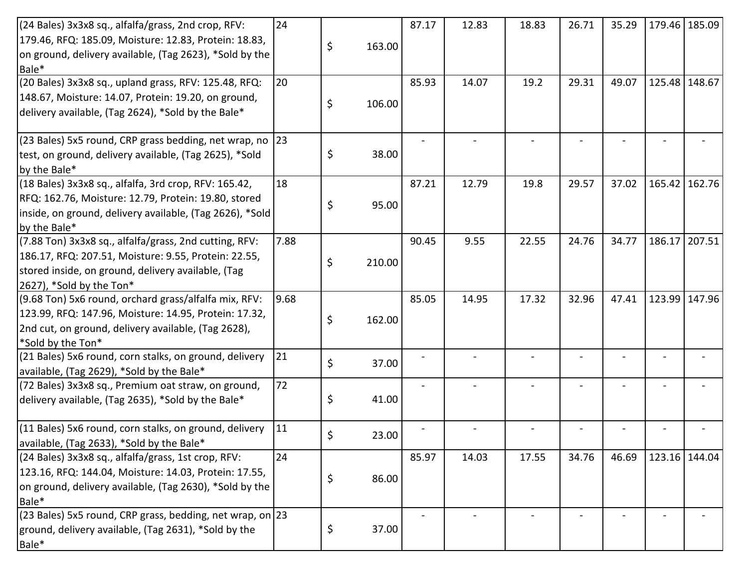| | | | | | | | | | |
|---|---|---|---|---|---|---|---|---|---|
| (24 Bales) 3x3x8 sq., alfalfa/grass, 2nd crop, RFV: 179.46, RFQ: 185.09, Moisture: 12.83, Protein: 18.83, on ground, delivery available, (Tag 2623), *Sold by the Bale* | 24 | $ 163.00 | 87.17 | 12.83 | 18.83 | 26.71 | 35.29 | 179.46 | 185.09 |
| (20 Bales) 3x3x8 sq., upland grass, RFV: 125.48, RFQ: 148.67, Moisture: 14.07, Protein: 19.20, on ground, delivery available, (Tag 2624), *Sold by the Bale* | 20 | $ 106.00 | 85.93 | 14.07 | 19.2 | 29.31 | 49.07 | 125.48 | 148.67 |
| (23 Bales) 5x5 round, CRP grass bedding, net wrap, no test, on ground, delivery available, (Tag 2625), *Sold by the Bale* | 23 | $ 38.00 | - | - | - | - | - | - | - |
| (18 Bales) 3x3x8 sq., alfalfa, 3rd crop, RFV: 165.42, RFQ: 162.76, Moisture: 12.79, Protein: 19.80, stored inside, on ground, delivery available, (Tag 2626), *Sold by the Bale* | 18 | $ 95.00 | 87.21 | 12.79 | 19.8 | 29.57 | 37.02 | 165.42 | 162.76 |
| (7.88 Ton) 3x3x8 sq., alfalfa/grass, 2nd cutting, RFV: 186.17, RFQ: 207.51, Moisture: 9.55, Protein: 22.55, stored inside, on ground, delivery available, (Tag 2627), *Sold by the Ton* | 7.88 | $ 210.00 | 90.45 | 9.55 | 22.55 | 24.76 | 34.77 | 186.17 | 207.51 |
| (9.68 Ton) 5x6 round, orchard grass/alfalfa mix, RFV: 123.99, RFQ: 147.96, Moisture: 14.95, Protein: 17.32, 2nd cut, on ground, delivery available, (Tag 2628), *Sold by the Ton* | 9.68 | $ 162.00 | 85.05 | 14.95 | 17.32 | 32.96 | 47.41 | 123.99 | 147.96 |
| (21 Bales) 5x6 round, corn stalks, on ground, delivery available, (Tag 2629), *Sold by the Bale* | 21 | $ 37.00 | - | - | - | - | - | - | - |
| (72 Bales) 3x3x8 sq., Premium oat straw, on ground, delivery available, (Tag 2635), *Sold by the Bale* | 72 | $ 41.00 | - | - | - | - | - | - | - |
| (11 Bales) 5x6 round, corn stalks, on ground, delivery available, (Tag 2633), *Sold by the Bale* | 11 | $ 23.00 | - | - | - | - | - | - | - |
| (24 Bales) 3x3x8 sq., alfalfa/grass, 1st crop, RFV: 123.16, RFQ: 144.04, Moisture: 14.03, Protein: 17.55, on ground, delivery available, (Tag 2630), *Sold by the Bale* | 24 | $ 86.00 | 85.97 | 14.03 | 17.55 | 34.76 | 46.69 | 123.16 | 144.04 |
| (23 Bales) 5x5 round, CRP grass, bedding, net wrap, on ground, delivery available, (Tag 2631), *Sold by the Bale* | 23 | $ 37.00 | - | - | - | - | - | - | - |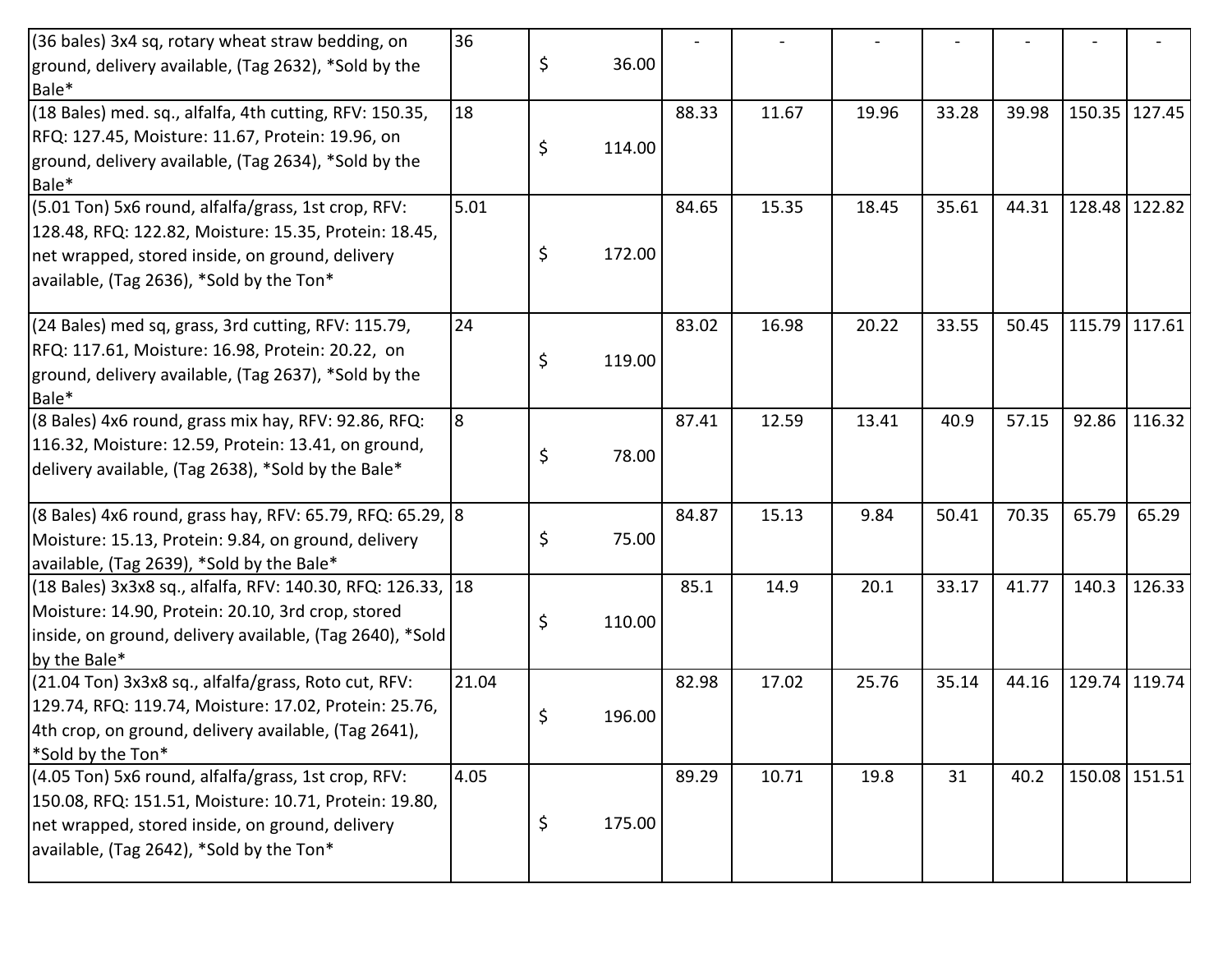| | | | | | | | | | | |
|---|---|---|---|---|---|---|---|---|---|---|
| (36 bales) 3x4 sq, rotary wheat straw bedding, on ground, delivery available, (Tag 2632), *Sold by the Bale* | 36 | $ 36.00 | - | - | - | - | - | - | - |
| (18 Bales) med. sq., alfalfa, 4th cutting, RFV: 150.35, RFQ: 127.45, Moisture: 11.67, Protein: 19.96, on ground, delivery available, (Tag 2634), *Sold by the Bale* | 18 | $ 114.00 | 88.33 | 11.67 | 19.96 | 33.28 | 39.98 | 150.35 | 127.45 |
| (5.01 Ton) 5x6 round, alfalfa/grass, 1st crop, RFV: 128.48, RFQ: 122.82, Moisture: 15.35, Protein: 18.45, net wrapped, stored inside, on ground, delivery available, (Tag 2636), *Sold by the Ton* | 5.01 | $ 172.00 | 84.65 | 15.35 | 18.45 | 35.61 | 44.31 | 128.48 | 122.82 |
| (24 Bales) med sq, grass, 3rd cutting, RFV: 115.79, RFQ: 117.61, Moisture: 16.98, Protein: 20.22, on ground, delivery available, (Tag 2637), *Sold by the Bale* | 24 | $ 119.00 | 83.02 | 16.98 | 20.22 | 33.55 | 50.45 | 115.79 | 117.61 |
| (8 Bales) 4x6 round, grass mix hay, RFV: 92.86, RFQ: 116.32, Moisture: 12.59, Protein: 13.41, on ground, delivery available, (Tag 2638), *Sold by the Bale* | 8 | $ 78.00 | 87.41 | 12.59 | 13.41 | 40.9 | 57.15 | 92.86 | 116.32 |
| (8 Bales) 4x6 round, grass hay, RFV: 65.79, RFQ: 65.29, Moisture: 15.13, Protein: 9.84, on ground, delivery available, (Tag 2639), *Sold by the Bale* | 8 | $ 75.00 | 84.87 | 15.13 | 9.84 | 50.41 | 70.35 | 65.79 | 65.29 |
| (18 Bales) 3x3x8 sq., alfalfa, RFV: 140.30, RFQ: 126.33, Moisture: 14.90, Protein: 20.10, 3rd crop, stored inside, on ground, delivery available, (Tag 2640), *Sold by the Bale* | 18 | $ 110.00 | 85.1 | 14.9 | 20.1 | 33.17 | 41.77 | 140.3 | 126.33 |
| (21.04 Ton) 3x3x8 sq., alfalfa/grass, Roto cut, RFV: 129.74, RFQ: 119.74, Moisture: 17.02, Protein: 25.76, 4th crop, on ground, delivery available, (Tag 2641), *Sold by the Ton* | 21.04 | $ 196.00 | 82.98 | 17.02 | 25.76 | 35.14 | 44.16 | 129.74 | 119.74 |
| (4.05 Ton) 5x6 round, alfalfa/grass, 1st crop, RFV: 150.08, RFQ: 151.51, Moisture: 10.71, Protein: 19.80, net wrapped, stored inside, on ground, delivery available, (Tag 2642), *Sold by the Ton* | 4.05 | $ 175.00 | 89.29 | 10.71 | 19.8 | 31 | 40.2 | 150.08 | 151.51 |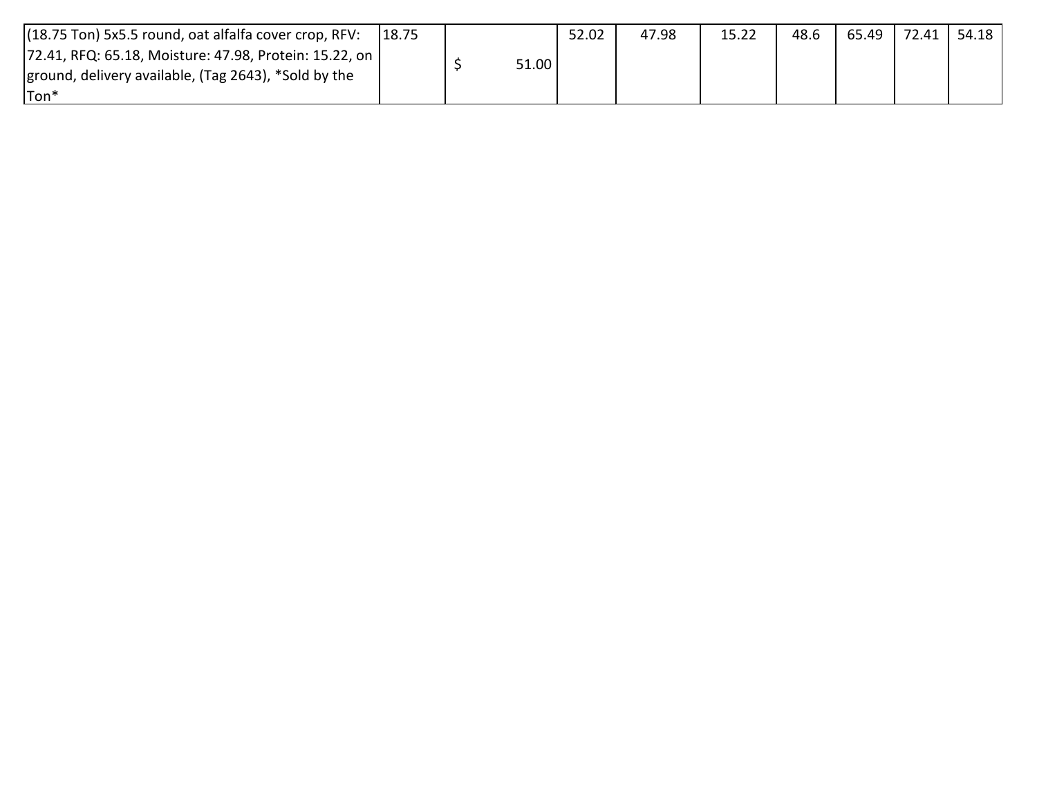| | | | | | | | | | |
|---|---|---|---|---|---|---|---|---|---|
| (18.75 Ton) 5x5.5 round, oat alfalfa cover crop, RFV: 72.41, RFQ: 65.18, Moisture: 47.98, Protein: 15.22, on ground, delivery available, (Tag 2643), *Sold by the Ton* | 18.75 | $ 51.00 | 52.02 | 47.98 | 15.22 | 48.6 | 65.49 | 72.41 | 54.18 |